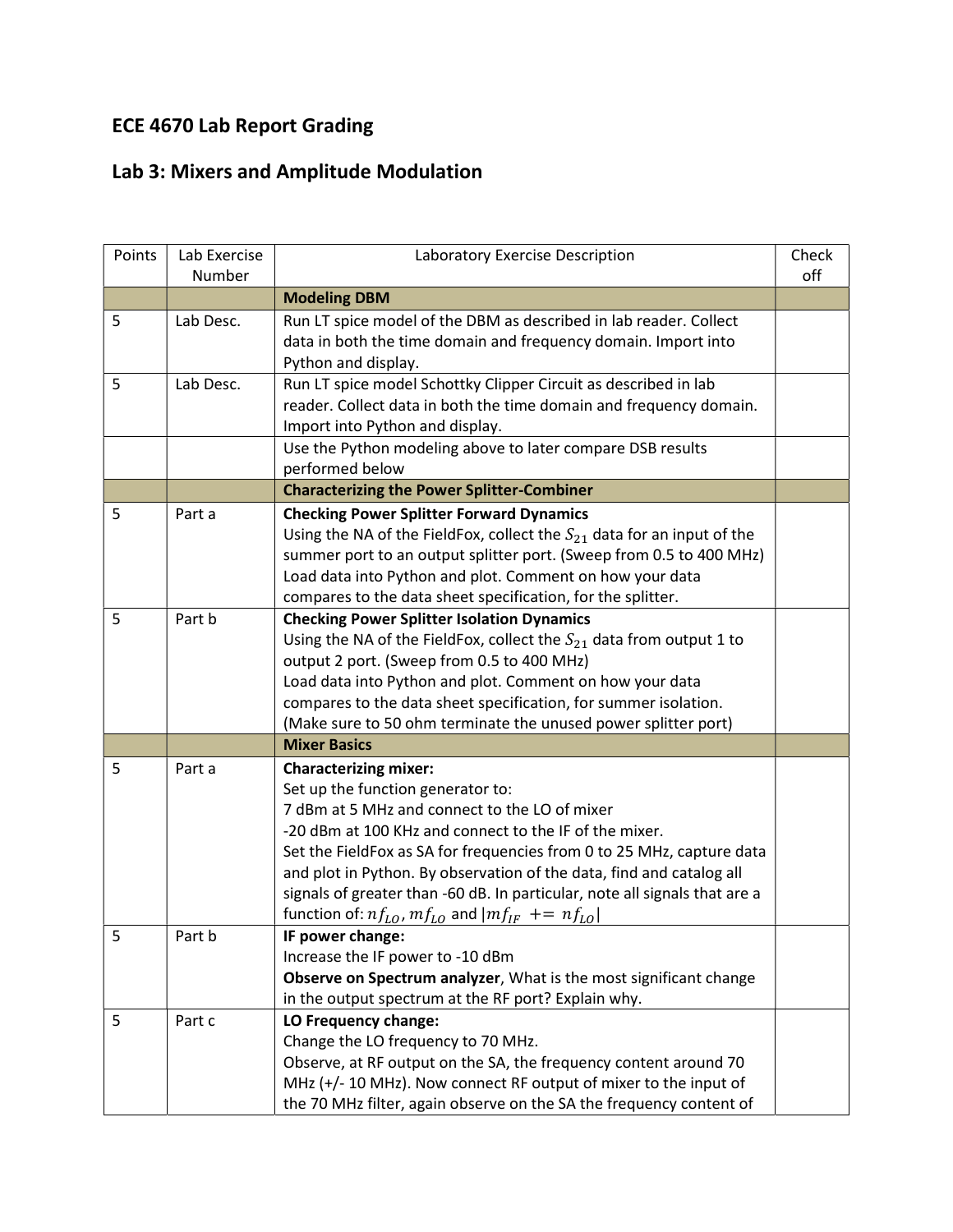# ECE 4670 Lab Report Grading

## Lab 3: Mixers and Amplitude Modulation

| Points | Lab Exercise Number | Laboratory Exercise Description | Check off |
| --- | --- | --- | --- |
| | | **Modeling DBM** | |
| 5 | Lab Desc. | Run LT spice model of the DBM as described in lab reader. Collect data in both the time domain and frequency domain. Import into Python and display. | |
| 5 | Lab Desc. | Run LT spice model Schottky Clipper Circuit as described in lab reader. Collect data in both the time domain and frequency domain. Import into Python and display. | |
| | | Use the Python modeling above to later compare DSB results performed below | |
| | | **Characterizing the Power Splitter-Combiner** | |
| 5 | Part a | **Checking Power Splitter Forward Dynamics** Using the NA of the FieldFox, collect the $S_{21}$ data for an input of the summer port to an output splitter port. (Sweep from 0.5 to 400 MHz) Load data into Python and plot. Comment on how your data compares to the data sheet specification, for the splitter. | |
| 5 | Part b | **Checking Power Splitter Isolation Dynamics** Using the NA of the FieldFox, collect the $S_{21}$ data from output 1 to output 2 port. (Sweep from 0.5 to 400 MHz) Load data into Python and plot. Comment on how your data compares to the data sheet specification, for summer isolation. (Make sure to 50 ohm terminate the unused power splitter port) | |
| | | **Mixer Basics** | |
| 5 | Part a | **Characterizing mixer:** Set up the function generator to: 7 dBm at 5 MHz and connect to the LO of mixer -20 dBm at 100 KHz and connect to the IF of the mixer. Set the FieldFox as SA for frequencies from 0 to 25 MHz, capture data and plot in Python. By observation of the data, find and catalog all signals of greater than -60 dB. In particular, note all signals that are a function of: $nf_{LO}, mf_{LO}$ and $\vert mf_{IF} += nf_{LO}\vert$ | |
| 5 | Part b | **IF power change:** Increase the IF power to -10 dBm **Observe on Spectrum analyzer**, What is the most significant change in the output spectrum at the RF port? Explain why. | |
| 5 | Part c | **LO Frequency change:** Change the LO frequency to 70 MHz. Observe, at RF output on the SA, the frequency content around 70 MHz (+/- 10 MHz). Now connect RF output of mixer to the input of the 70 MHz filter, again observe on the SA the frequency content of | |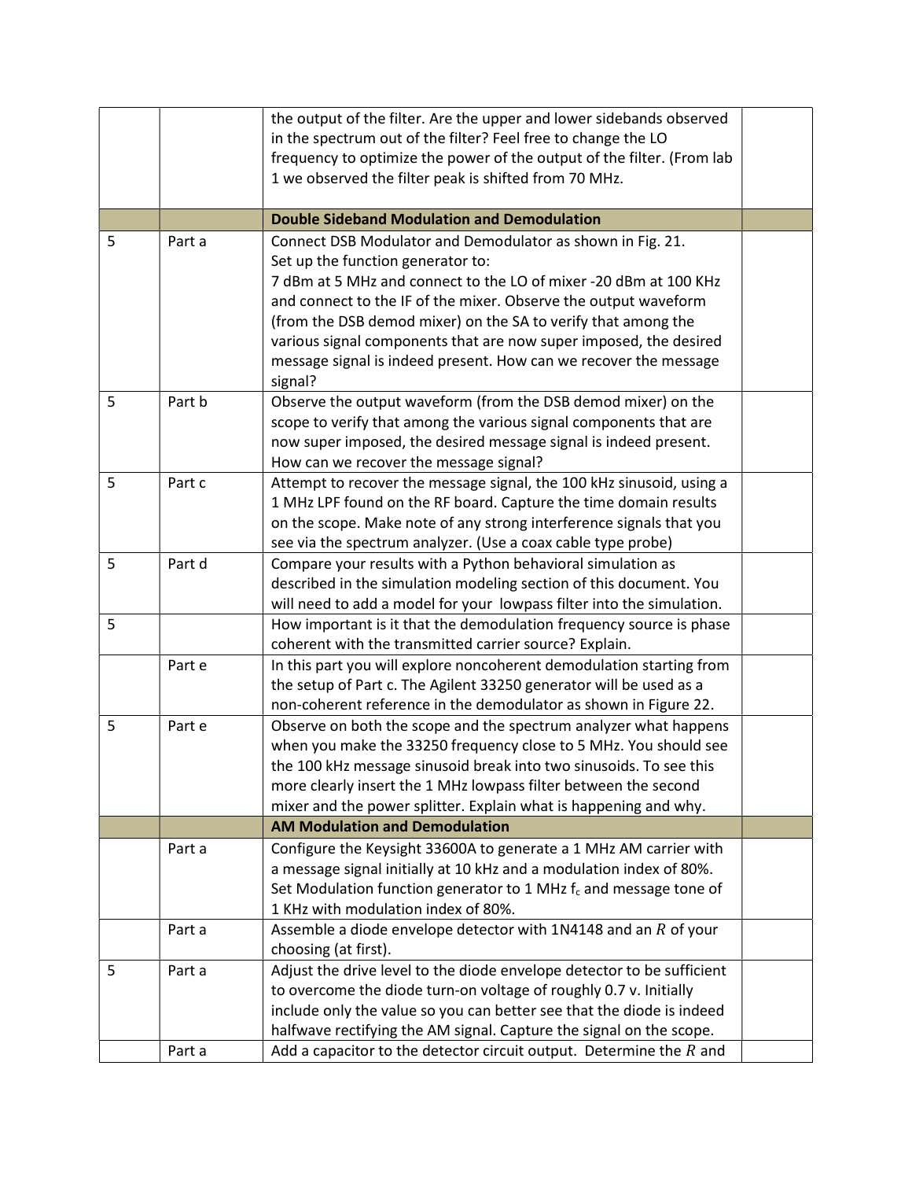|  |  |  |  |
|---|---|---|---|
|  |  | the output of the filter. Are the upper and lower sidebands observed in the spectrum out of the filter? Feel free to change the LO frequency to optimize the power of the output of the filter. (From lab 1 we observed the filter peak is shifted from 70 MHz. |  |
|  |  | **Double Sideband Modulation and Demodulation** |  |
| 5 | Part a | Connect DSB Modulator and Demodulator as shown in Fig. 21. Set up the function generator to: 7 dBm at 5 MHz and connect to the LO of mixer -20 dBm at 100 KHz and connect to the IF of the mixer. Observe the output waveform (from the DSB demod mixer) on the SA to verify that among the various signal components that are now super imposed, the desired message signal is indeed present. How can we recover the message signal? |  |
| 5 | Part b | Observe the output waveform (from the DSB demod mixer) on the scope to verify that among the various signal components that are now super imposed, the desired message signal is indeed present. How can we recover the message signal? |  |
| 5 | Part c | Attempt to recover the message signal, the 100 kHz sinusoid, using a 1 MHz LPF found on the RF board. Capture the time domain results on the scope. Make note of any strong interference signals that you see via the spectrum analyzer. (Use a coax cable type probe) |  |
| 5 | Part d | Compare your results with a Python behavioral simulation as described in the simulation modeling section of this document. You will need to add a model for your lowpass filter into the simulation. |  |
| 5 |  | How important is it that the demodulation frequency source is phase coherent with the transmitted carrier source? Explain. |  |
|  | Part e | In this part you will explore noncoherent demodulation starting from the setup of Part c. The Agilent 33250 generator will be used as a non-coherent reference in the demodulator as shown in Figure 22. |  |
| 5 | Part e | Observe on both the scope and the spectrum analyzer what happens when you make the 33250 frequency close to 5 MHz. You should see the 100 kHz message sinusoid break into two sinusoids. To see this more clearly insert the 1 MHz lowpass filter between the second mixer and the power splitter. Explain what is happening and why. |  |
|  |  | **AM Modulation and Demodulation** |  |
|  | Part a | Configure the Keysight 33600A to generate a 1 MHz AM carrier with a message signal initially at 10 kHz and a modulation index of 80%. Set Modulation function generator to 1 MHz $f_c$ and message tone of 1 KHz with modulation index of 80%. |  |
|  | Part a | Assemble a diode envelope detector with 1N4148 and an $R$ of your choosing (at first). |  |
| 5 | Part a | Adjust the drive level to the diode envelope detector to be sufficient to overcome the diode turn-on voltage of roughly 0.7 v. Initially include only the value so you can better see that the diode is indeed halfwave rectifying the AM signal. Capture the signal on the scope. |  |
|  | Part a | Add a capacitor to the detector circuit output. Determine the $R$ and |  |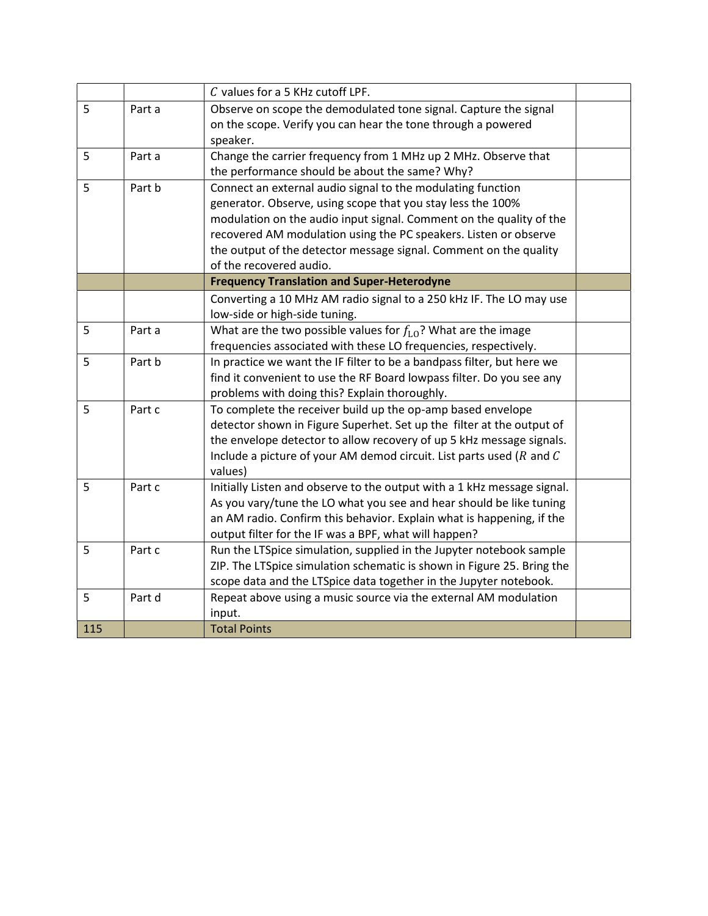| | | | |
|---|---|---|---|
| | | $C$ values for a 5 KHz cutoff LPF. | |
| 5 | Part a | Observe on scope the demodulated tone signal. Capture the signal on the scope. Verify you can hear the tone through a powered speaker. | |
| 5 | Part a | Change the carrier frequency from 1 MHz up 2 MHz. Observe that the performance should be about the same? Why? | |
| 5 | Part b | Connect an external audio signal to the modulating function generator. Observe, using scope that you stay less the 100% modulation on the audio input signal. Comment on the quality of the recovered AM modulation using the PC speakers. Listen or observe the output of the detector message signal. Comment on the quality of the recovered audio. | |
| | | **Frequency Translation and Super-Heterodyne** | |
| | | Converting a 10 MHz AM radio signal to a 250 kHz IF. The LO may use low-side or high-side tuning. | |
| 5 | Part a | What are the two possible values for $f_{\text{LO}}$? What are the image frequencies associated with these LO frequencies, respectively. | |
| 5 | Part b | In practice we want the IF filter to be a bandpass filter, but here we find it convenient to use the RF Board lowpass filter. Do you see any problems with doing this? Explain thoroughly. | |
| 5 | Part c | To complete the receiver build up the op-amp based envelope detector shown in Figure Superhet. Set up the filter at the output of the envelope detector to allow recovery of up 5 kHz message signals. Include a picture of your AM demod circuit. List parts used ($R$ and $C$ values) | |
| 5 | Part c | Initially Listen and observe to the output with a 1 kHz message signal. As you vary/tune the LO what you see and hear should be like tuning an AM radio. Confirm this behavior. Explain what is happening, if the output filter for the IF was a BPF, what will happen? | |
| 5 | Part c | Run the LTSpice simulation, supplied in the Jupyter notebook sample ZIP. The LTSpice simulation schematic is shown in Figure 25. Bring the scope data and the LTSpice data together in the Jupyter notebook. | |
| 5 | Part d | Repeat above using a music source via the external AM modulation input. | |
| 115 | | Total Points | |